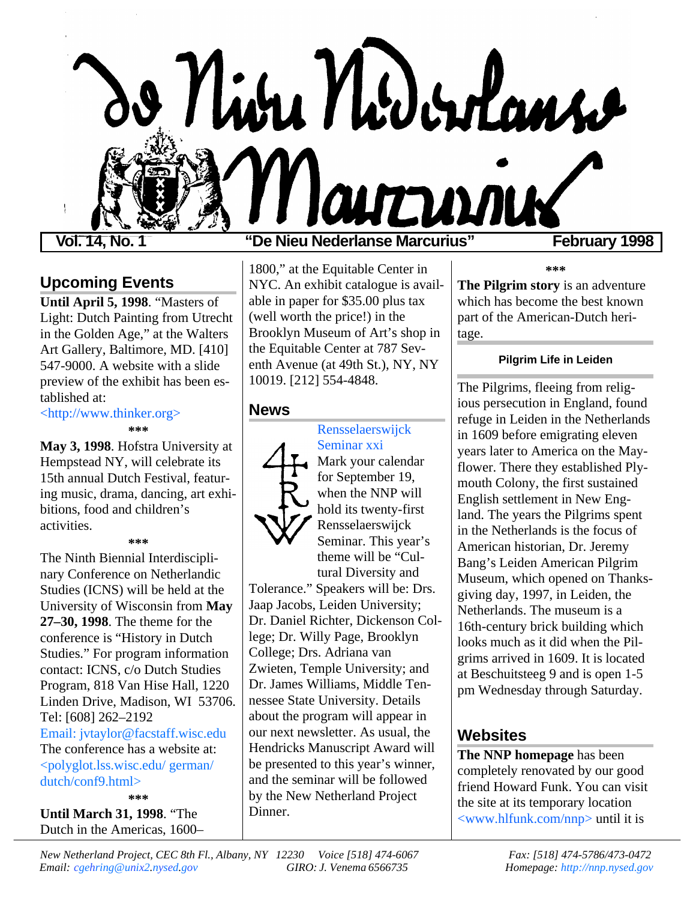# De Nieu Nederlanse Marcurius

**Vol. 14, No. 1** — **"De Nieu Nederlanse Marcurius"** — **February 1998**

## Upcoming Events

**Until April 5, 1998**. "Masters of Light: Dutch Painting from Utrecht in the Golden Age," at the Walters Art Gallery, Baltimore, MD. [410] 547-9000. A website with a slide preview of the exhibit has been established at: <http://www.thinker.org>

***

**May 3, 1998**. Hofstra University at Hempstead NY, will celebrate its 15th annual Dutch Festival, featuring music, drama, dancing, art exhibitions, food and children's activities.

***

The Ninth Biennial Interdisciplinary Conference on Netherlandic Studies (ICNS) will be held at the University of Wisconsin from **May 27–30, 1998**. The theme for the conference is "History in Dutch Studies." For program information contact: ICNS, c/o Dutch Studies Program, 818 Van Hise Hall, 1220 Linden Drive, Madison, WI 53706. Tel: [608] 262–2192
Email: jvtaylor@facstaff.wisc.edu
The conference has a website at: <polyglot.lss.wisc.edu/ german/ dutch/conf9.html>

***

**Until March 31, 1998**. "The Dutch in the Americas, 1600–1800," at the Equitable Center in NYC. An exhibit catalogue is available in paper for $35.00 plus tax (well worth the price!) in the Brooklyn Museum of Art's shop in the Equitable Center at 787 Seventh Avenue (at 49th St.), NY, NY 10019. [212] 554-4848.

## News

**Rensselaerswijck Seminar xxi**

Mark your calendar for September 19, when the NNP will hold its twenty-first Rensselaerswijck Seminar. This year's theme will be "Cultural Diversity and Tolerance." Speakers will be: Drs. Jaap Jacobs, Leiden University; Dr. Daniel Richter, Dickenson College; Dr. Willy Page, Brooklyn College; Drs. Adriana van Zwieten, Temple University; and Dr. James Williams, Middle Tennessee State University. Details about the program will appear in our next newsletter. As usual, the Hendricks Manuscript Award will be presented to this year's winner, and the seminar will be followed by the New Netherland Project Dinner.

***

**The Pilgrim story** is an adventure which has become the best known part of the American-Dutch heritage.

### Pilgrim Life in Leiden

The Pilgrims, fleeing from religious persecution in England, found refuge in Leiden in the Netherlands in 1609 before emigrating eleven years later to America on the Mayflower. There they established Plymouth Colony, the first sustained English settlement in New England. The years the Pilgrims spent in the Netherlands is the focus of American historian, Dr. Jeremy Bang's Leiden American Pilgrim Museum, which opened on Thanksgiving day, 1997, in Leiden, the Netherlands. The museum is a 16th-century brick building which looks much as it did when the Pilgrims arrived in 1609. It is located at Beschuitsteeg 9 and is open 1-5 pm Wednesday through Saturday.

## Websites

**The NNP homepage** has been completely renovated by our good friend Howard Funk. You can visit the site at its temporary location <www.hlfunk.com/nnp> until it is

*New Netherland Project, CEC 8th Fl., Albany, NY 12230 Voice [518] 474-6067 Fax: [518] 474-5786/473-0472*
*Email: cgehring@unix2.nysed.gov GIRO: J. Venema 6566735 Homepage: http://nnp.nysed.gov*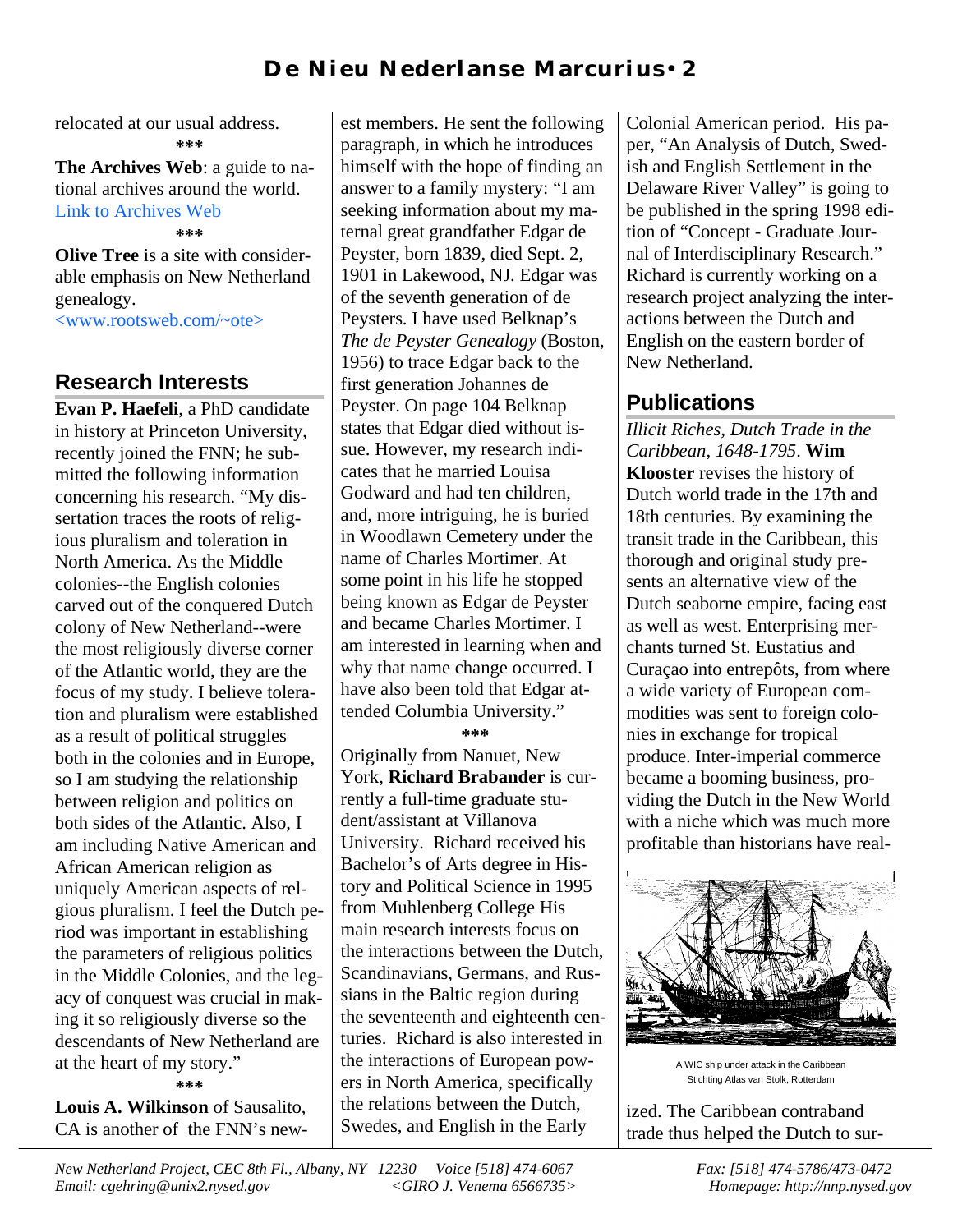relocated at our usual address.

***

**The Archives Web**: a guide to national archives around the world. Link to Archives Web

***

**Olive Tree** is a site with considerable emphasis on New Netherland genealogy. <www.rootsweb.com/~ote>

## Research Interests

**Evan P. Haefeli**, a PhD candidate in history at Princeton University, recently joined the FNN; he submitted the following information concerning his research. "My dissertation traces the roots of religious pluralism and toleration in North America. As the Middle colonies--the English colonies carved out of the conquered Dutch colony of New Netherland--were the most religiously diverse corner of the Atlantic world, they are the focus of my study. I believe toleration and pluralism were established as a result of political struggles both in the colonies and in Europe, so I am studying the relationship between religion and politics on both sides of the Atlantic. Also, I am including Native American and African American religion as uniquely American aspects of religious pluralism. I feel the Dutch period was important in establishing the parameters of religious politics in the Middle Colonies, and the legacy of conquest was crucial in making it so religiously diverse so the descendants of New Netherland are at the heart of my story."

***

**Louis A. Wilkinson** of Sausalito, CA is another of the FNN's newest members. He sent the following paragraph, in which he introduces himself with the hope of finding an answer to a family mystery: "I am seeking information about my maternal great grandfather Edgar de Peyster, born 1839, died Sept. 2, 1901 in Lakewood, NJ. Edgar was of the seventh generation of de Peysters. I have used Belknap's *The de Peyster Genealogy* (Boston, 1956) to trace Edgar back to the first generation Johannes de Peyster. On page 104 Belknap states that Edgar died without issue. However, my research indicates that he married Louisa Godward and had ten children, and, more intriguing, he is buried in Woodlawn Cemetery under the name of Charles Mortimer. At some point in his life he stopped being known as Edgar de Peyster and became Charles Mortimer. I am interested in learning when and why that name change occurred. I have also been told that Edgar attended Columbia University."

***

Originally from Nanuet, New York, **Richard Brabander** is currently a full-time graduate student/assistant at Villanova University. Richard received his Bachelor's of Arts degree in History and Political Science in 1995 from Muhlenberg College His main research interests focus on the interactions between the Dutch, Scandinavians, Germans, and Russians in the Baltic region during the seventeenth and eighteenth centuries. Richard is also interested in the interactions of European powers in North America, specifically the relations between the Dutch, Swedes, and English in the Early Colonial American period. His paper, "An Analysis of Dutch, Swedish and English Settlement in the Delaware River Valley" is going to be published in the spring 1998 edition of "Concept - Graduate Journal of Interdisciplinary Research." Richard is currently working on a research project analyzing the interactions between the Dutch and English on the eastern border of New Netherland.

## Publications

*Illicit Riches, Dutch Trade in the Caribbean, 1648-1795*. **Wim Klooster** revises the history of Dutch world trade in the 17th and 18th centuries. By examining the transit trade in the Caribbean, this thorough and original study presents an alternative view of the Dutch seaborne empire, facing east as well as west. Enterprising merchants turned St. Eustatius and Curaçao into entrepôts, from where a wide variety of European commodities was sent to foreign colonies in exchange for tropical produce. Inter-imperial commerce became a booming business, providing the Dutch in the New World with a niche which was much more profitable than historians have realized. The Caribbean contraband trade thus helped the Dutch to sur-

A WIC ship under attack in the Caribbean
Stichting Atlas van Stolk, Rotterdam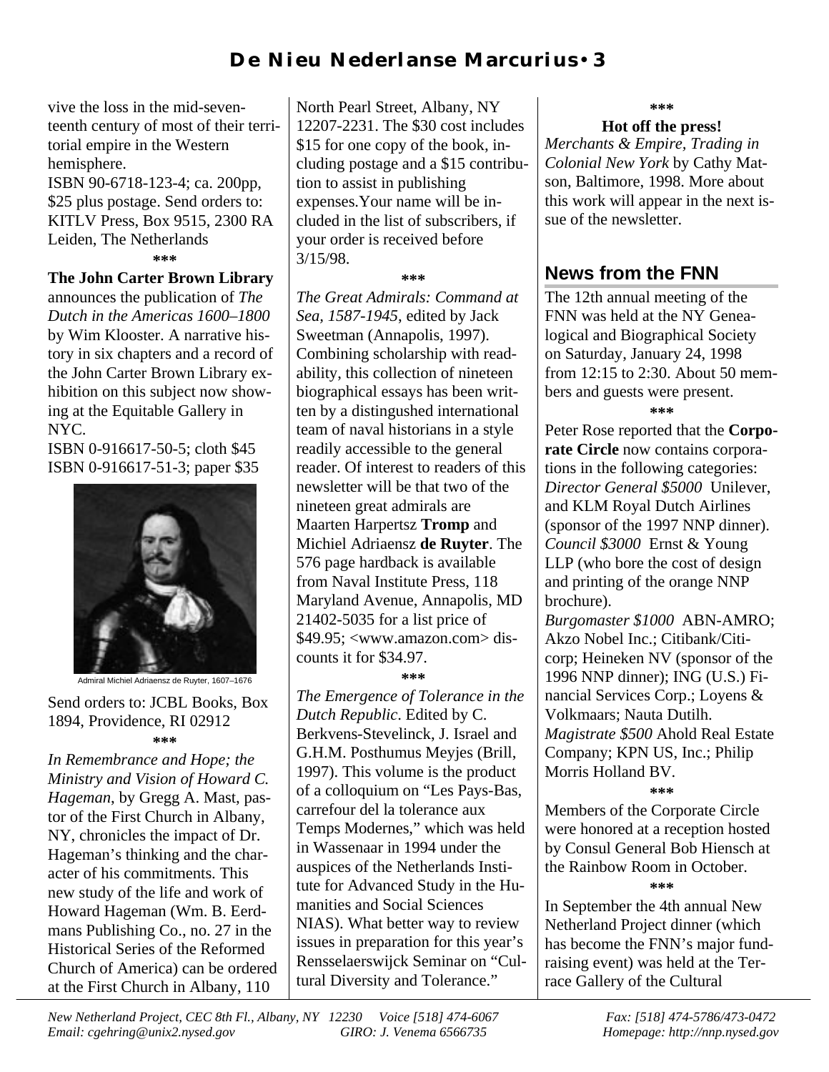vive the loss in the mid-seventeenth century of most of their territorial empire in the Western hemisphere.

ISBN 90-6718-123-4; ca. 200pp, $25 plus postage. Send orders to: KITLV Press, Box 9515, 2300 RA Leiden, The Netherlands

***

**The John Carter Brown Library** announces the publication of *The Dutch in the Americas 1600–1800* by Wim Klooster. A narrative history in six chapters and a record of the John Carter Brown Library exhibition on this subject now showing at the Equitable Gallery in NYC.

ISBN 0-916617-50-5; cloth $45
ISBN 0-916617-51-3; paper $35

Admiral Michiel Adriaensz de Ruyter, 1607–1676

Send orders to: JCBL Books, Box 1894, Providence, RI 02912

***

*In Remembrance and Hope; the Ministry and Vision of Howard C. Hageman*, by Gregg A. Mast, pastor of the First Church in Albany, NY, chronicles the impact of Dr. Hageman's thinking and the character of his commitments. This new study of the life and work of Howard Hageman (Wm. B. Eerdmans Publishing Co., no. 27 in the Historical Series of the Reformed Church of America) can be ordered at the First Church in Albany, 110 North Pearl Street, Albany, NY 12207-2231. The $30 cost includes $15 for one copy of the book, including postage and a $15 contribution to assist in publishing expenses. Your name will be included in the list of subscribers, if your order is received before 3/15/98.

***

*The Great Admirals: Command at Sea, 1587-1945*, edited by Jack Sweetman (Annapolis, 1997). Combining scholarship with readability, this collection of nineteen biographical essays has been written by a distingushed international team of naval historians in a style readily accessible to the general reader. Of interest to readers of this newsletter will be that two of the nineteen great admirals are Maarten Harpertsz **Tromp** and Michiel Adriaensz **de Ruyter**. The 576 page hardback is available from Naval Institute Press, 118 Maryland Avenue, Annapolis, MD 21402-5035 for a list price of $49.95; <www.amazon.com> discounts it for $34.97.

***

*The Emergence of Tolerance in the Dutch Republic*. Edited by C. Berkvens-Stevelinck, J. Israel and G.H.M. Posthumus Meyjes (Brill, 1997). This volume is the product of a colloquium on "Les Pays-Bas, carrefour del la tolerance aux Temps Modernes," which was held in Wassenaar in 1994 under the auspices of the Netherlands Institute for Advanced Study in the Humanities and Social Sciences NIAS). What better way to review issues in preparation for this year's Rensselaerswijck Seminar on "Cultural Diversity and Tolerance."

***

**Hot off the press!**

*Merchants & Empire, Trading in Colonial New York* by Cathy Matson, Baltimore, 1998. More about this work will appear in the next issue of the newsletter.

## News from the FNN

The 12th annual meeting of the FNN was held at the NY Genealogical and Biographical Society on Saturday, January 24, 1998 from 12:15 to 2:30. About 50 members and guests were present.

***

Peter Rose reported that the **Corporate Circle** now contains corporations in the following categories: *Director General $5000* Unilever, and KLM Royal Dutch Airlines (sponsor of the 1997 NNP dinner). *Council $3000* Ernst & Young LLP (who bore the cost of design and printing of the orange NNP brochure).
*Burgomaster $1000* ABN-AMRO; Akzo Nobel Inc.; Citibank/Citicorp; Heineken NV (sponsor of the 1996 NNP dinner); ING (U.S.) Financial Services Corp.; Loyens & Volkmaars; Nauta Dutilh.
*Magistrate $500* Ahold Real Estate Company; KPN US, Inc.; Philip Morris Holland BV.

***

Members of the Corporate Circle were honored at a reception hosted by Consul General Bob Hiensch at the Rainbow Room in October.

***

In September the 4th annual New Netherland Project dinner (which has become the FNN's major fundraising event) was held at the Terrace Gallery of the Cultural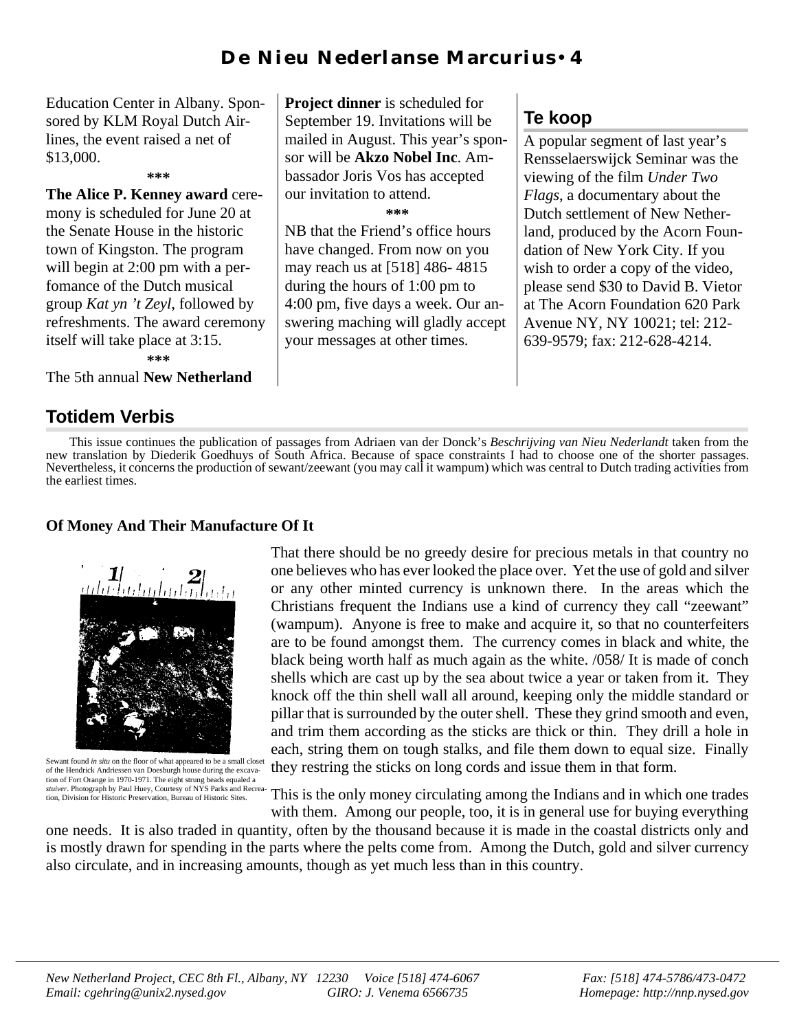Education Center in Albany. Sponsored by KLM Royal Dutch Airlines, the event raised a net of $13,000.

***

**The Alice P. Kenney award** ceremony is scheduled for June 20 at the Senate House in the historic town of Kingston. The program will begin at 2:00 pm with a perfomance of the Dutch musical group *Kat yn 't Zeyl*, followed by refreshments. The award ceremony itself will take place at 3:15.

***

The 5th annual **New Netherland Project dinner** is scheduled for September 19. Invitations will be mailed in August. This year's sponsor will be **Akzo Nobel Inc**. Ambassador Joris Vos has accepted our invitation to attend.

***

NB that the Friend's office hours have changed. From now on you may reach us at [518] 486- 4815 during the hours of 1:00 pm to 4:00 pm, five days a week. Our answering maching will gladly accept your messages at other times.

## Te koop

A popular segment of last year's Rensselaerswijck Seminar was the viewing of the film *Under Two Flags*, a documentary about the Dutch settlement of New Netherland, produced by the Acorn Foundation of New York City. If you wish to order a copy of the video, please send $30 to David B. Vietor at The Acorn Foundation 620 Park Avenue NY, NY 10021; tel: 212-639-9579; fax: 212-628-4214.

## Totidem Verbis

This issue continues the publication of passages from Adriaen van der Donck's *Beschrijving van Nieu Nederlandt* taken from the new translation by Diederik Goedhuys of South Africa. Because of space constraints I had to choose one of the shorter passages. Nevertheless, it concerns the production of sewant/zeewant (you may call it wampum) which was central to Dutch trading activities from the earliest times.

### Of Money And Their Manufacture Of It

Sewant found *in situ* on the floor of what appeared to be a small closet of the Hendrick Andriessen van Doesburgh house during the excavation of Fort Orange in 1970-1971. The eight strung beads equaled a *stuiver*. Photograph by Paul Huey, Courtesy of NYS Parks and Recreation, Division for Historic Preservation, Bureau of Historic Sites.

That there should be no greedy desire for precious metals in that country no one believes who has ever looked the place over. Yet the use of gold and silver or any other minted currency is unknown there. In the areas which the Christians frequent the Indians use a kind of currency they call "zeewant" (wampum). Anyone is free to make and acquire it, so that no counterfeiters are to be found amongst them. The currency comes in black and white, the black being worth half as much again as the white. /058/ It is made of conch shells which are cast up by the sea about twice a year or taken from it. They knock off the thin shell wall all around, keeping only the middle standard or pillar that is surrounded by the outer shell. These they grind smooth and even, and trim them according as the sticks are thick or thin. They drill a hole in each, string them on tough stalks, and file them down to equal size. Finally they restring the sticks on long cords and issue them in that form.

This is the only money circulating among the Indians and in which one trades with them. Among our people, too, it is in general use for buying everything one needs. It is also traded in quantity, often by the thousand because it is made in the coastal districts only and is mostly drawn for spending in the parts where the pelts come from. Among the Dutch, gold and silver currency also circulate, and in increasing amounts, though as yet much less than in this country.

*New Netherland Project, CEC 8th Fl., Albany, NY 12230 Voice [518] 474-6067 Fax: [518] 474-5786/473-0472*
*Email: cgehring@unix2.nysed.gov GIRO: J. Venema 6566735 Homepage: http://nnp.nysed.gov*